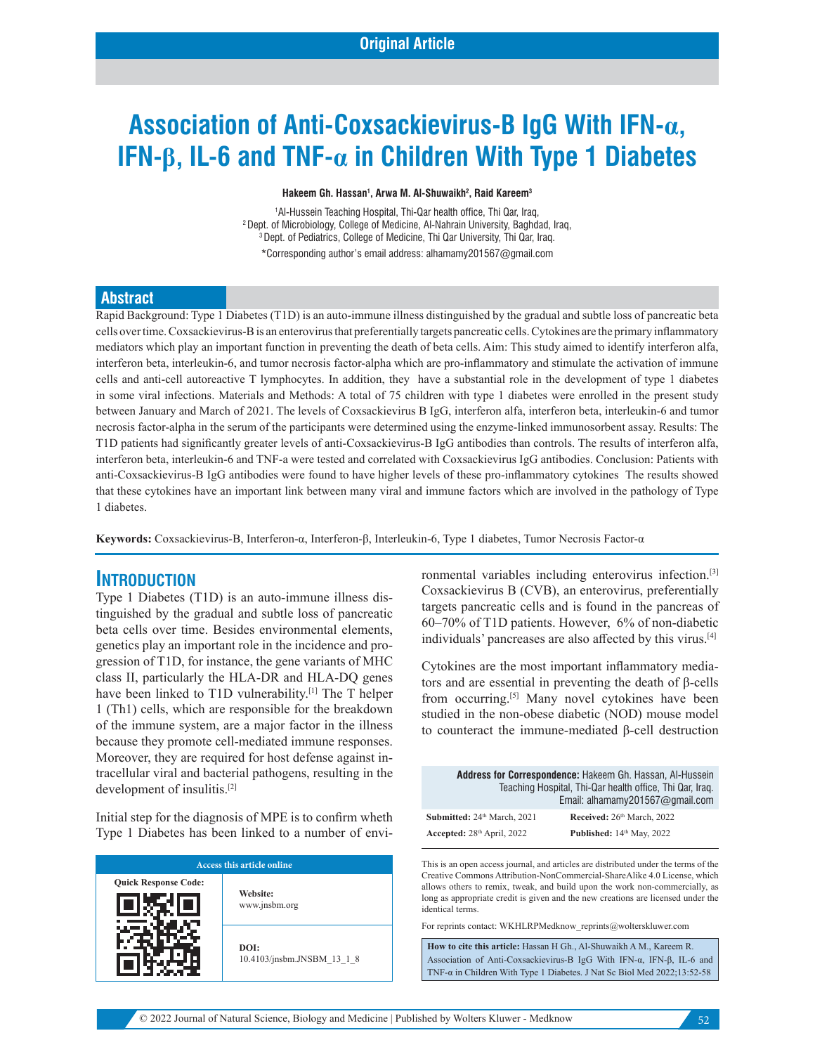Original Article

# Association of Anti-Coxsackievirus-B IgG With IFN-α, IFN-β, IL-6 and TNF-α in Children With Type 1 Diabetes

**Hakeem Gh. Hassan[1], Arwa M. Al-Shuwaikh[2], Raid Kareem[3]**

[1]Al-Hussein Teaching Hospital, Thi-Qar health office, Thi Qar, Iraq,
[2]Dept. of Microbiology, College of Medicine, Al-Nahrain University, Baghdad, Iraq,
[3]Dept. of Pediatrics, College of Medicine, Thi Qar University, Thi Qar, Iraq.

*Corresponding author's email address: alhamamy201567@gmail.com

## Abstract

Rapid Background: Type 1 Diabetes (T1D) is an auto-immune illness distinguished by the gradual and subtle loss of pancreatic beta cells over time. Coxsackievirus-B is an enterovirus that preferentially targets pancreatic cells. Cytokines are the primary inflammatory mediators which play an important function in preventing the death of beta cells. Aim: This study aimed to identify interferon alfa, interferon beta, interleukin-6, and tumor necrosis factor-alpha which are pro-inflammatory and stimulate the activation of immune cells and anti-cell autoreactive T lymphocytes. In addition, they have a substantial role in the development of type 1 diabetes in some viral infections. Materials and Methods: A total of 75 children with type 1 diabetes were enrolled in the present study between January and March of 2021. The levels of Coxsackievirus B IgG, interferon alfa, interferon beta, interleukin-6 and tumor necrosis factor-alpha in the serum of the participants were determined using the enzyme-linked immunosorbent assay. Results: The T1D patients had significantly greater levels of anti-Coxsackievirus-B IgG antibodies than controls. The results of interferon alfa, interferon beta, interleukin-6 and TNF-a were tested and correlated with Coxsackievirus IgG antibodies. Conclusion: Patients with anti-Coxsackievirus-B IgG antibodies were found to have higher levels of these pro-inflammatory cytokines The results showed that these cytokines have an important link between many viral and immune factors which are involved in the pathology of Type 1 diabetes.

**Keywords:** Coxsackievirus-B, Interferon-α, Interferon-β, Interleukin-6, Type 1 diabetes, Tumor Necrosis Factor-α

## Introduction

Type 1 Diabetes (T1D) is an auto-immune illness distinguished by the gradual and subtle loss of pancreatic beta cells over time. Besides environmental elements, genetics play an important role in the incidence and progression of T1D, for instance, the gene variants of MHC class II, particularly the HLA-DR and HLA-DQ genes have been linked to T1D vulnerability.[1] The T helper 1 (Th1) cells, which are responsible for the breakdown of the immune system, are a major factor in the illness because they promote cell-mediated immune responses. Moreover, they are required for host defense against intracellular viral and bacterial pathogens, resulting in the development of insulitis.[2]

Initial step for the diagnosis of MPE is to confirm wheth Type 1 Diabetes has been linked to a number of environmental variables including enterovirus infection.[3] Coxsackievirus B (CVB), an enterovirus, preferentially targets pancreatic cells and is found in the pancreas of 60–70% of T1D patients. However, 6% of non-diabetic individuals' pancreases are also affected by this virus.[4]

Cytokines are the most important inflammatory mediators and are essential in preventing the death of β-cells from occurring.[5] Many novel cytokines have been studied in the non-obese diabetic (NOD) mouse model to counteract the immune-mediated β-cell destruction

| Access this article online | |
|---|---|
| Quick Response Code: | **Website:** www.jnsbm.org |
| | **DOI:** 10.4103/jnsbm.JNSBM_13_1_8 |

**Address for Correspondence:** Hakeem Gh. Hassan, Al-Hussein Teaching Hospital, Thi-Qar health office, Thi Qar, Iraq. Email: alhamamy201567@gmail.com

| | |
|---|---|
| **Submitted:** 24th March, 2021 | **Received:** 26th March, 2022 |
| **Accepted:** 28th April, 2022 | **Published:** 14th May, 2022 |

This is an open access journal, and articles are distributed under the terms of the Creative Commons Attribution-NonCommercial-ShareAlike 4.0 License, which allows others to remix, tweak, and build upon the work non-commercially, as long as appropriate credit is given and the new creations are licensed under the identical terms.

For reprints contact: WKHLRPMedknow_reprints@wolterskluwer.com

**How to cite this article:** Hassan H Gh., Al-Shuwaikh A M., Kareem R. Association of Anti-Coxsackievirus-B IgG With IFN-α, IFN-β, IL-6 and TNF-α in Children With Type 1 Diabetes. J Nat Sc Biol Med 2022;13:52-58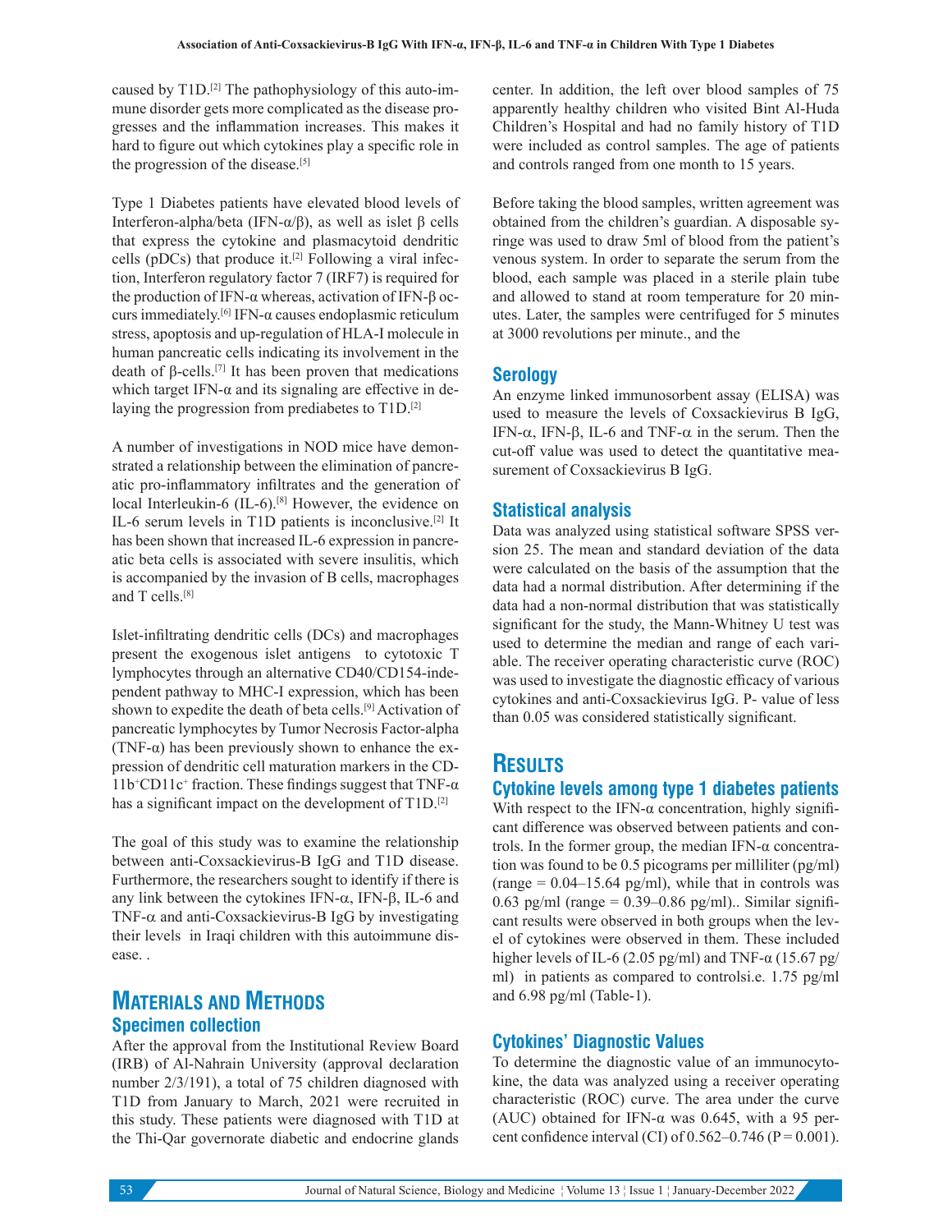caused by T1D.[2] The pathophysiology of this auto-immune disorder gets more complicated as the disease progresses and the inflammation increases. This makes it hard to figure out which cytokines play a specific role in the progression of the disease.[5]

Type 1 Diabetes patients have elevated blood levels of Interferon-alpha/beta (IFN-α/β), as well as islet β cells that express the cytokine and plasmacytoid dendritic cells (pDCs) that produce it.[2] Following a viral infection, Interferon regulatory factor 7 (IRF7) is required for the production of IFN-α whereas, activation of IFN-β occurs immediately.[6] IFN-α causes endoplasmic reticulum stress, apoptosis and up-regulation of HLA-I molecule in human pancreatic cells indicating its involvement in the death of β-cells.[7] It has been proven that medications which target IFN-α and its signaling are effective in delaying the progression from prediabetes to T1D.[2]

A number of investigations in NOD mice have demonstrated a relationship between the elimination of pancreatic pro-inflammatory infiltrates and the generation of local Interleukin-6 (IL-6).[8] However, the evidence on IL-6 serum levels in T1D patients is inconclusive.[2] It has been shown that increased IL-6 expression in pancreatic beta cells is associated with severe insulitis, which is accompanied by the invasion of B cells, macrophages and T cells.[8]

Islet-infiltrating dendritic cells (DCs) and macrophages present the exogenous islet antigens to cytotoxic T lymphocytes through an alternative CD40/CD154-independent pathway to MHC-I expression, which has been shown to expedite the death of beta cells.[9] Activation of pancreatic lymphocytes by Tumor Necrosis Factor-alpha (TNF-α) has been previously shown to enhance the expression of dendritic cell maturation markers in the $CD11b^{+}CD11c^{+}$ fraction. These findings suggest that TNF-α has a significant impact on the development of T1D.[2]

The goal of this study was to examine the relationship between anti-Coxsackievirus-B IgG and T1D disease. Furthermore, the researchers sought to identify if there is any link between the cytokines IFN-α, IFN-β, IL-6 and TNF-α and anti-Coxsackievirus-B IgG by investigating their levels in Iraqi children with this autoimmune disease. .

# Materials and Methods

## Specimen collection

After the approval from the Institutional Review Board (IRB) of Al-Nahrain University (approval declaration number 2/3/191), a total of 75 children diagnosed with T1D from January to March, 2021 were recruited in this study. These patients were diagnosed with T1D at the Thi-Qar governorate diabetic and endocrine glands center. In addition, the left over blood samples of 75 apparently healthy children who visited Bint Al-Huda Children's Hospital and had no family history of T1D were included as control samples. The age of patients and controls ranged from one month to 15 years.

Before taking the blood samples, written agreement was obtained from the children's guardian. A disposable syringe was used to draw 5ml of blood from the patient's venous system. In order to separate the serum from the blood, each sample was placed in a sterile plain tube and allowed to stand at room temperature for 20 minutes. Later, the samples were centrifuged for 5 minutes at 3000 revolutions per minute., and the

## Serology

An enzyme linked immunosorbent assay (ELISA) was used to measure the levels of Coxsackievirus B IgG, IFN-α, IFN-β, IL-6 and TNF-α in the serum. Then the cut-off value was used to detect the quantitative measurement of Coxsackievirus B IgG.

## Statistical analysis

Data was analyzed using statistical software SPSS version 25. The mean and standard deviation of the data were calculated on the basis of the assumption that the data had a normal distribution. After determining if the data had a non-normal distribution that was statistically significant for the study, the Mann-Whitney U test was used to determine the median and range of each variable. The receiver operating characteristic curve (ROC) was used to investigate the diagnostic efficacy of various cytokines and anti-Coxsackievirus IgG. P- value of less than 0.05 was considered statistically significant.

# Results

## Cytokine levels among type 1 diabetes patients

With respect to the IFN-α concentration, highly significant difference was observed between patients and controls. In the former group, the median IFN-α concentration was found to be 0.5 picograms per milliliter (pg/ml) (range = 0.04–15.64 pg/ml), while that in controls was 0.63 pg/ml (range = 0.39–0.86 pg/ml).. Similar significant results were observed in both groups when the level of cytokines were observed in them. These included higher levels of IL-6 (2.05 pg/ml) and TNF-α (15.67 pg/ml) in patients as compared to controlsi.e. 1.75 pg/ml and 6.98 pg/ml (Table-1).

## Cytokines' Diagnostic Values

To determine the diagnostic value of an immunocytokine, the data was analyzed using a receiver operating characteristic (ROC) curve. The area under the curve (AUC) obtained for IFN-α was 0.645, with a 95 percent confidence interval (CI) of 0.562–0.746 (P = 0.001).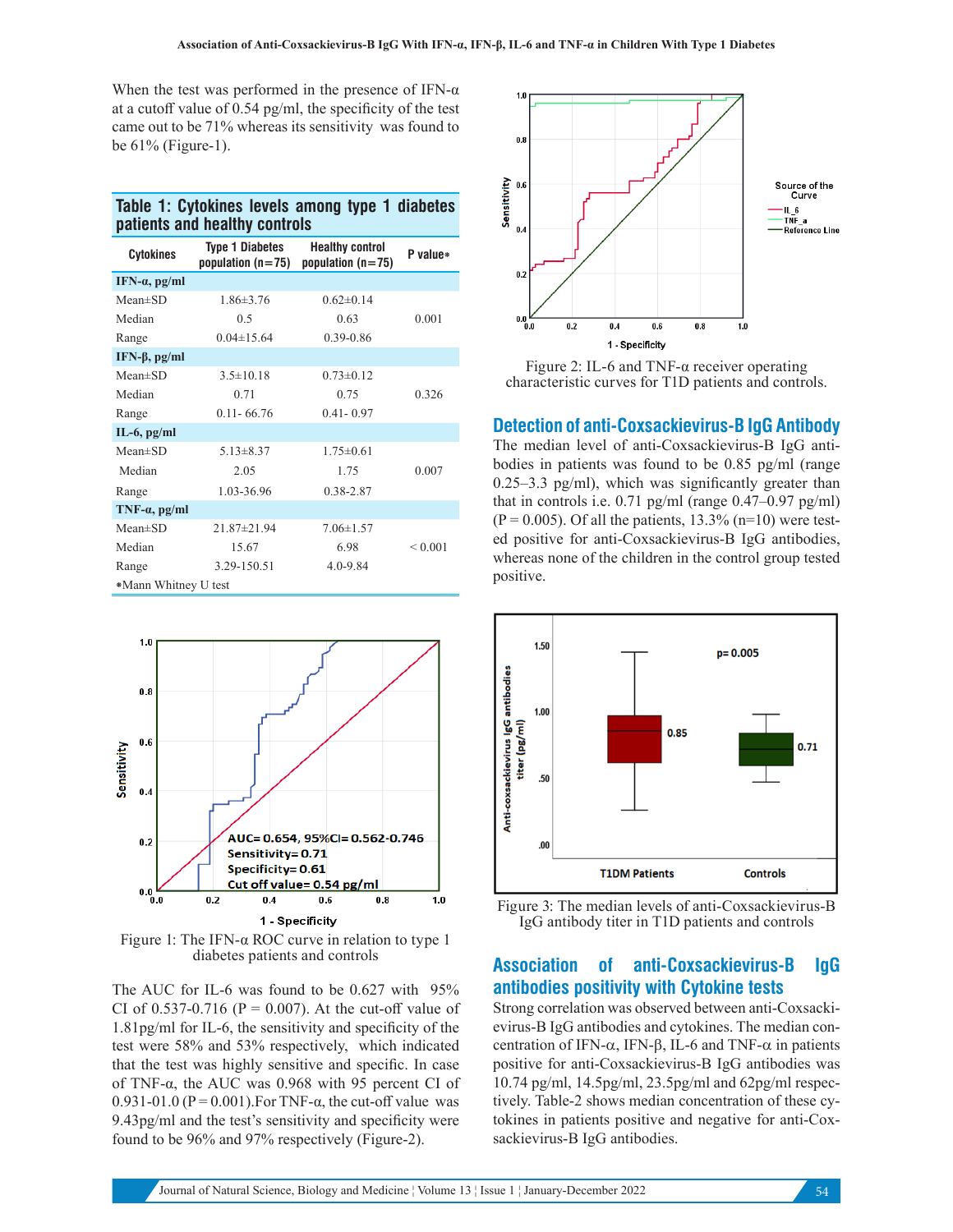When the test was performed in the presence of IFN-α at a cutoff value of 0.54 pg/ml, the specificity of the test came out to be 71% whereas its sensitivity was found to be 61% (Figure-1).

**Table 1: Cytokines levels among type 1 diabetes patients and healthy controls**

| Cytokines | Type 1 Diabetes population (n=75) | Healthy control population (n=75) | P value* |
|---|---|---|---|
| **IFN-α, pg/ml** | | | |
| Mean±SD | 1.86±3.76 | 0.62±0.14 | |
| Median | 0.5 | 0.63 | 0.001 |
| Range | 0.04±15.64 | 0.39-0.86 | |
| **IFN-β, pg/ml** | | | |
| Mean±SD | 3.5±10.18 | 0.73±0.12 | |
| Median | 0.71 | 0.75 | 0.326 |
| Range | 0.11- 66.76 | 0.41- 0.97 | |
| **IL-6, pg/ml** | | | |
| Mean±SD | 5.13±8.37 | 1.75±0.61 | |
| Median | 2.05 | 1.75 | 0.007 |
| Range | 1.03-36.96 | 0.38-2.87 | |
| **TNF-α, pg/ml** | | | |
| Mean±SD | 21.87±21.94 | 7.06±1.57 | |
| Median | 15.67 | 6.98 | < 0.001 |
| Range | 3.29-150.51 | 4.0-9.84 | |

*Mann Whitney U test

Figure 1: The IFN-α ROC curve in relation to type 1 diabetes patients and controls

The AUC for IL-6 was found to be 0.627 with 95% CI of 0.537-0.716 (P = 0.007). At the cut-off value of 1.81pg/ml for IL-6, the sensitivity and specificity of the test were 58% and 53% respectively, which indicated that the test was highly sensitive and specific. In case of TNF-α, the AUC was 0.968 with 95 percent CI of 0.931-01.0 (P = 0.001).For TNF-α, the cut-off value was 9.43pg/ml and the test's sensitivity and specificity were found to be 96% and 97% respectively (Figure-2).

Figure 2: IL-6 and TNF-α receiver operating characteristic curves for T1D patients and controls.

## Detection of anti-Coxsackievirus-B IgG Antibody

The median level of anti-Coxsackievirus-B IgG antibodies in patients was found to be 0.85 pg/ml (range 0.25–3.3 pg/ml), which was significantly greater than that in controls i.e. 0.71 pg/ml (range 0.47–0.97 pg/ml) (P = 0.005). Of all the patients, 13.3% (n=10) were tested positive for anti-Coxsackievirus-B IgG antibodies, whereas none of the children in the control group tested positive.

Figure 3: The median levels of anti-Coxsackievirus-B IgG antibody titer in T1D patients and controls

## Association of anti-Coxsackievirus-B IgG antibodies positivity with Cytokine tests

Strong correlation was observed between anti-Coxsackievirus-B IgG antibodies and cytokines. The median concentration of IFN-α, IFN-β, IL-6 and TNF-α in patients positive for anti-Coxsackievirus-B IgG antibodies was 10.74 pg/ml, 14.5pg/ml, 23.5pg/ml and 62pg/ml respectively. Table-2 shows median concentration of these cytokines in patients positive and negative for anti-Coxsackievirus-B IgG antibodies.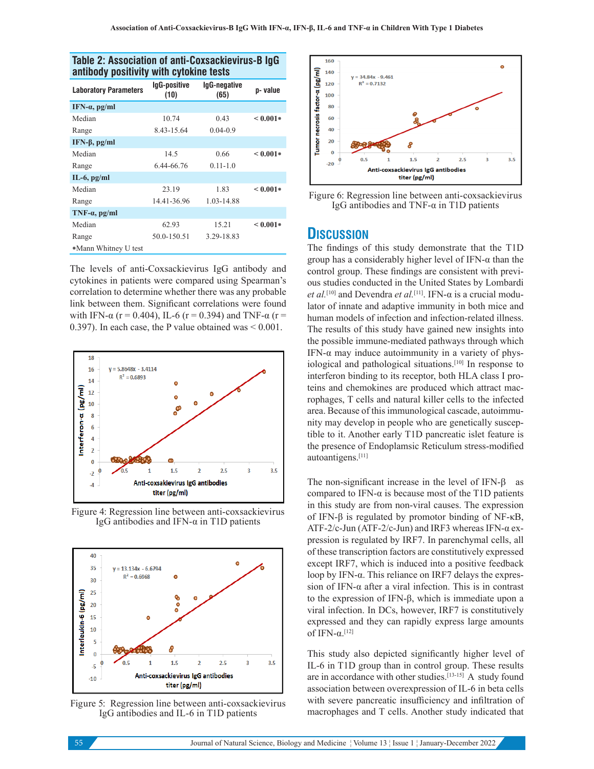**Table 2: Association of anti-Coxsackievirus-B IgG antibody positivity with cytokine tests**

| Laboratory Parameters | IgG-positive (10) | IgG-negative (65) | p- value |
|---|---|---|---|
| **IFN-α, pg/ml** | | | |
| Median | 10.74 | 0.43 | < 0.001* |
| Range | 8.43-15.64 | 0.04-0.9 | |
| **IFN-β, pg/ml** | | | |
| Median | 14.5 | 0.66 | < 0.001* |
| Range | 6.44-66.76 | 0.11-1.0 | |
| **IL-6, pg/ml** | | | |
| Median | 23.19 | 1.83 | < 0.001* |
| Range | 14.41-36.96 | 1.03-14.88 | |
| **TNF-α, pg/ml** | | | |
| Median | 62.93 | 15.21 | < 0.001* |
| Range | 50.0-150.51 | 3.29-18.83 | |

*Mann Whitney U test

The levels of anti-Coxsackievirus IgG antibody and cytokines in patients were compared using Spearman's correlation to determine whether there was any probable link between them. Significant correlations were found with IFN-α (r = 0.404), IL-6 (r = 0.394) and TNF-α (r = 0.397). In each case, the P value obtained was < 0.001.

Figure 4: Regression line between anti-coxsackievirus IgG antibodies and IFN-α in T1D patients

Figure 5: Regression line between anti-coxsackievirus IgG antibodies and IL-6 in T1D patients

Figure 6: Regression line between anti-coxsackievirus IgG antibodies and TNF-α in T1D patients

## Discussion

The findings of this study demonstrate that the T1D group has a considerably higher level of IFN-α than the control group. These findings are consistent with previous studies conducted in the United States by Lombardi *et al.*[10] and Devendra *et al.*[11]. IFN-α is a crucial modulator of innate and adaptive immunity in both mice and human models of infection and infection-related illness. The results of this study have gained new insights into the possible immune-mediated pathways through which IFN-α may induce autoimmunity in a variety of physiological and pathological situations.[10] In response to interferon binding to its receptor, both HLA class I proteins and chemokines are produced which attract macrophages, T cells and natural killer cells to the infected area. Because of this immunological cascade, autoimmunity may develop in people who are genetically susceptible to it. Another early T1D pancreatic islet feature is the presence of Endoplasmic Reticulum stress-modified autoantigens.[11]

The non-significant increase in the level of IFN-β as compared to IFN-α is because most of the T1D patients in this study are from non-viral causes. The expression of IFN-β is regulated by promotor binding of NF-κB, ATF-2/c-Jun (ATF-2/c-Jun) and IRF3 whereas IFN-α expression is regulated by IRF7. In parenchymal cells, all of these transcription factors are constitutively expressed except IRF7, which is induced into a positive feedback loop by IFN-α. This reliance on IRF7 delays the expression of IFN-α after a viral infection. This is in contrast to the expression of IFN-β, which is immediate upon a viral infection. In DCs, however, IRF7 is constitutively expressed and they can rapidly express large amounts of IFN-α.[12]

This study also depicted significantly higher level of IL-6 in T1D group than in control group. These results are in accordance with other studies.[13-15] A study found association between overexpression of IL-6 in beta cells with severe pancreatic insufficiency and infiltration of macrophages and T cells. Another study indicated that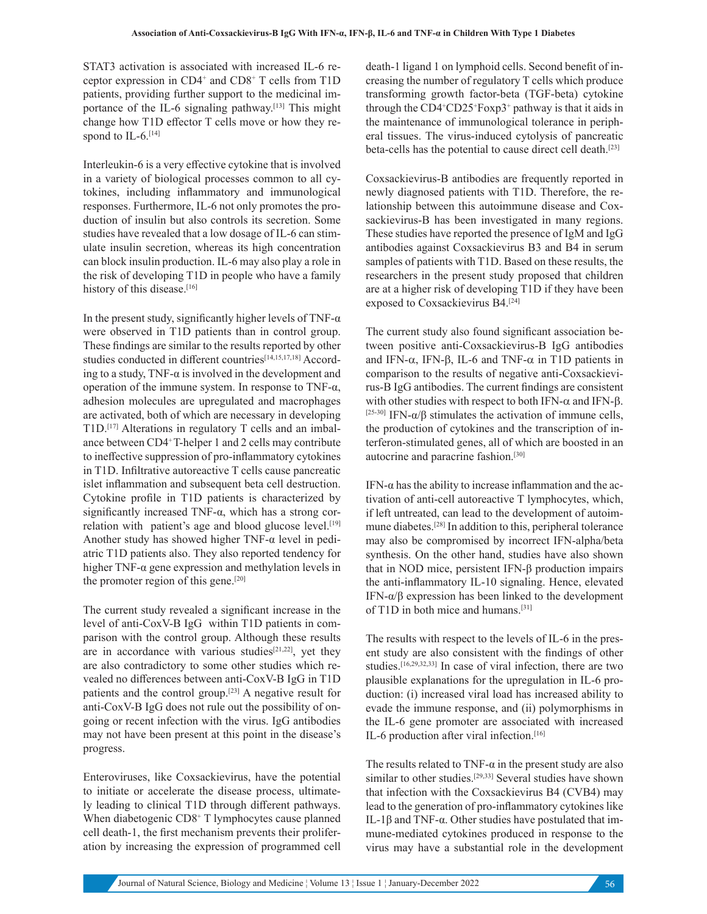STAT3 activation is associated with increased IL-6 receptor expression in $CD4^+$ and $CD8^+$ T cells from T1D patients, providing further support to the medicinal importance of the IL-6 signaling pathway.[13] This might change how T1D effector T cells move or how they respond to IL-6.[14]

Interleukin-6 is a very effective cytokine that is involved in a variety of biological processes common to all cytokines, including inflammatory and immunological responses. Furthermore, IL-6 not only promotes the production of insulin but also controls its secretion. Some studies have revealed that a low dosage of IL-6 can stimulate insulin secretion, whereas its high concentration can block insulin production. IL-6 may also play a role in the risk of developing T1D in people who have a family history of this disease.[16]

In the present study, significantly higher levels of TNF-α were observed in T1D patients than in control group. These findings are similar to the results reported by other studies conducted in different countries[14,15,17,18] According to a study, TNF-α is involved in the development and operation of the immune system. In response to TNF-α, adhesion molecules are upregulated and macrophages are activated, both of which are necessary in developing T1D.[17] Alterations in regulatory T cells and an imbalance between $CD4^+$ T-helper 1 and 2 cells may contribute to ineffective suppression of pro-inflammatory cytokines in T1D. Infiltrative autoreactive T cells cause pancreatic islet inflammation and subsequent beta cell destruction. Cytokine profile in T1D patients is characterized by significantly increased TNF-α, which has a strong correlation with patient's age and blood glucose level.[19] Another study has showed higher TNF-α level in pediatric T1D patients also. They also reported tendency for higher TNF-α gene expression and methylation levels in the promoter region of this gene.[20]

The current study revealed a significant increase in the level of anti-CoxV-B IgG within T1D patients in comparison with the control group. Although these results are in accordance with various studies[21,22], yet they are also contradictory to some other studies which revealed no differences between anti-CoxV-B IgG in T1D patients and the control group.[23] A negative result for anti-CoxV-B IgG does not rule out the possibility of ongoing or recent infection with the virus. IgG antibodies may not have been present at this point in the disease's progress.

Enteroviruses, like Coxsackievirus, have the potential to initiate or accelerate the disease process, ultimately leading to clinical T1D through different pathways. When diabetogenic $CD8^+$ T lymphocytes cause planned cell death-1, the first mechanism prevents their proliferation by increasing the expression of programmed cell death-1 ligand 1 on lymphoid cells. Second benefit of increasing the number of regulatory T cells which produce transforming growth factor-beta (TGF-beta) cytokine through the $CD4^+CD25^+Foxp3^+$ pathway is that it aids in the maintenance of immunological tolerance in peripheral tissues. The virus-induced cytolysis of pancreatic beta-cells has the potential to cause direct cell death.[23]

Coxsackievirus-B antibodies are frequently reported in newly diagnosed patients with T1D. Therefore, the relationship between this autoimmune disease and Coxsackievirus-B has been investigated in many regions. These studies have reported the presence of IgM and IgG antibodies against Coxsackievirus B3 and B4 in serum samples of patients with T1D. Based on these results, the researchers in the present study proposed that children are at a higher risk of developing T1D if they have been exposed to Coxsackievirus B4.[24]

The current study also found significant association between positive anti-Coxsackievirus-B IgG antibodies and IFN-α, IFN-β, IL-6 and TNF-α in T1D patients in comparison to the results of negative anti-Coxsackievirus-B IgG antibodies. The current findings are consistent with other studies with respect to both IFN-α and IFN-β.[25-30] IFN-α/β stimulates the activation of immune cells, the production of cytokines and the transcription of interferon-stimulated genes, all of which are boosted in an autocrine and paracrine fashion.[30]

IFN-α has the ability to increase inflammation and the activation of anti-cell autoreactive T lymphocytes, which, if left untreated, can lead to the development of autoimmune diabetes.[28] In addition to this, peripheral tolerance may also be compromised by incorrect IFN-alpha/beta synthesis. On the other hand, studies have also shown that in NOD mice, persistent IFN-β production impairs the anti-inflammatory IL-10 signaling. Hence, elevated IFN-α/β expression has been linked to the development of T1D in both mice and humans.[31]

The results with respect to the levels of IL-6 in the present study are also consistent with the findings of other studies.[16,29,32,33] In case of viral infection, there are two plausible explanations for the upregulation in IL-6 production: (i) increased viral load has increased ability to evade the immune response, and (ii) polymorphisms in the IL-6 gene promoter are associated with increased IL-6 production after viral infection.[16]

The results related to TNF-α in the present study are also similar to other studies.[29,33] Several studies have shown that infection with the Coxsackievirus B4 (CVB4) may lead to the generation of pro-inflammatory cytokines like IL-1β and TNF-α. Other studies have postulated that immune-mediated cytokines produced in response to the virus may have a substantial role in the development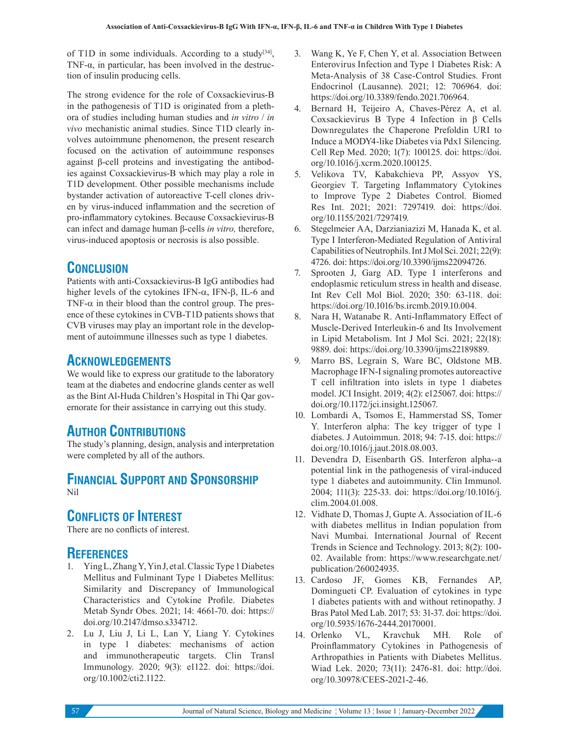of T1D in some individuals. According to a study[34], TNF-α, in particular, has been involved in the destruction of insulin producing cells.

The strong evidence for the role of Coxsackievirus-B in the pathogenesis of T1D is originated from a plethora of studies including human studies and *in vitro* / *in vivo* mechanistic animal studies. Since T1D clearly involves autoimmune phenomenon, the present research focused on the activation of autoimmune responses against β-cell proteins and investigating the antibodies against Coxsackievirus-B which may play a role in T1D development. Other possible mechanisms include bystander activation of autoreactive T-cell clones driven by virus-induced inflammation and the secretion of pro-inflammatory cytokines. Because Coxsackievirus-B can infect and damage human β-cells *in vitro,* therefore, virus-induced apoptosis or necrosis is also possible.

## Conclusion

Patients with anti-Coxsackievirus-B IgG antibodies had higher levels of the cytokines IFN-α, IFN-β, IL-6 and TNF-α in their blood than the control group. The presence of these cytokines in CVB-T1D patients shows that CVB viruses may play an important role in the development of autoimmune illnesses such as type 1 diabetes.

## Acknowledgements

We would like to express our gratitude to the laboratory team at the diabetes and endocrine glands center as well as the Bint Al-Huda Children's Hospital in Thi Qar governorate for their assistance in carrying out this study.

## Author Contributions

The study's planning, design, analysis and interpretation were completed by all of the authors.

## Financial Support and Sponsorship

Nil

## Conflicts of Interest

There are no conflicts of interest.

## References

1. Ying L, Zhang Y, Yin J, et al. Classic Type 1 Diabetes Mellitus and Fulminant Type 1 Diabetes Mellitus: Similarity and Discrepancy of Immunological Characteristics and Cytokine Profile. Diabetes Metab Syndr Obes. 2021; 14: 4661-70. doi: https://doi.org/10.2147/dmso.s334712.
2. Lu J, Liu J, Li L, Lan Y, Liang Y. Cytokines in type 1 diabetes: mechanisms of action and immunotherapeutic targets. Clin Transl Immunology. 2020; 9(3): e1122. doi: https://doi.org/10.1002/cti2.1122.
3. Wang K, Ye F, Chen Y, et al. Association Between Enterovirus Infection and Type 1 Diabetes Risk: A Meta-Analysis of 38 Case-Control Studies. Front Endocrinol (Lausanne). 2021; 12: 706964. doi: https://doi.org/10.3389/fendo.2021.706964.
4. Bernard H, Teijeiro A, Chaves-Pérez A, et al. Coxsackievirus B Type 4 Infection in β Cells Downregulates the Chaperone Prefoldin URI to Induce a MODY4-like Diabetes via Pdx1 Silencing. Cell Rep Med. 2020; 1(7): 100125. doi: https://doi.org/10.1016/j.xcrm.2020.100125.
5. Velikova TV, Kabakchieva PP, Assyov YS, Georgiev T. Targeting Inflammatory Cytokines to Improve Type 2 Diabetes Control. Biomed Res Int. 2021; 2021: 7297419. doi: https://doi.org/10.1155/2021/7297419.
6. Stegelmeier AA, Darzianiazizi M, Hanada K, et al. Type I Interferon-Mediated Regulation of Antiviral Capabilities of Neutrophils. Int J Mol Sci. 2021; 22(9): 4726. doi: https://doi.org/10.3390/ijms22094726.
7. Sprooten J, Garg AD. Type I interferons and endoplasmic reticulum stress in health and disease. Int Rev Cell Mol Biol. 2020; 350: 63-118. doi: https://doi.org/10.1016/bs.ircmb.2019.10.004.
8. Nara H, Watanabe R. Anti-Inflammatory Effect of Muscle-Derived Interleukin-6 and Its Involvement in Lipid Metabolism. Int J Mol Sci. 2021; 22(18): 9889. doi: https://doi.org/10.3390/ijms22189889.
9. Marro BS, Legrain S, Ware BC, Oldstone MB. Macrophage IFN-I signaling promotes autoreactive T cell infiltration into islets in type 1 diabetes model. JCI Insight. 2019; 4(2): e125067. doi: https://doi.org/10.1172/jci.insight.125067.
10. Lombardi A, Tsomos E, Hammerstad SS, Tomer Y. Interferon alpha: The key trigger of type 1 diabetes. J Autoimmun. 2018; 94: 7-15. doi: https://doi.org/10.1016/j.jaut.2018.08.003.
11. Devendra D, Eisenbarth GS. Interferon alpha--a potential link in the pathogenesis of viral-induced type 1 diabetes and autoimmunity. Clin Immunol. 2004; 111(3): 225-33. doi: https://doi.org/10.1016/j.clim.2004.01.008.
12. Vidhate D, Thomas J, Gupte A. Association of IL-6 with diabetes mellitus in Indian population from Navi Mumbai. International Journal of Recent Trends in Science and Technology. 2013; 8(2): 100-02. Available from: https://www.researchgate.net/publication/260024935.
13. Cardoso JF, Gomes KB, Fernandes AP, Domingueti CP. Evaluation of cytokines in type 1 diabetes patients with and without retinopathy. J Bras Patol Med Lab. 2017; 53: 31-37. doi: https://doi.org/10.5935/1676-2444.20170001.
14. Orlenko VL, Kravchuk MH. Role of Proinflammatory Cytokines in Pathogenesis of Arthropathies in Patients with Diabetes Mellitus. Wiad Lek. 2020; 73(11): 2476-81. doi: http://doi.org/10.30978/CEES-2021-2-46.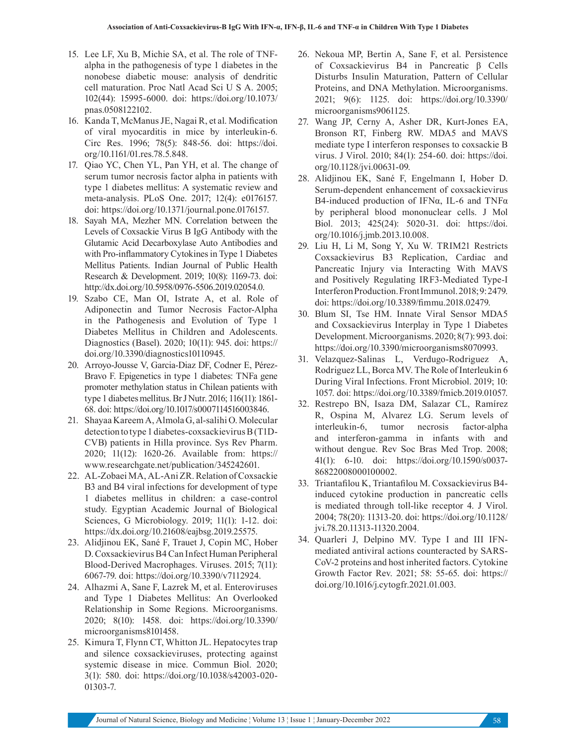15. Lee LF, Xu B, Michie SA, et al. The role of TNF-alpha in the pathogenesis of type 1 diabetes in the nonobese diabetic mouse: analysis of dendritic cell maturation. Proc Natl Acad Sci U S A. 2005; 102(44): 15995-6000. doi: https://doi.org/10.1073/pnas.0508122102.
16. Kanda T, McManus JE, Nagai R, et al. Modification of viral myocarditis in mice by interleukin-6. Circ Res. 1996; 78(5): 848-56. doi: https://doi.org/10.1161/01.res.78.5.848.
17. Qiao YC, Chen YL, Pan YH, et al. The change of serum tumor necrosis factor alpha in patients with type 1 diabetes mellitus: A systematic review and meta-analysis. PLoS One. 2017; 12(4): e0176157. doi: https://doi.org/10.1371/journal.pone.0176157.
18. Sayah MA, Mezher MN. Correlation between the Levels of Coxsackie Virus B IgG Antibody with the Glutamic Acid Decarboxylase Auto Antibodies and with Pro-inflammatory Cytokines in Type 1 Diabetes Mellitus Patients. Indian Journal of Public Health Research & Development. 2019; 10(8): 1169-73. doi: http://dx.doi.org/10.5958/0976-5506.2019.02054.0.
19. Szabo CE, Man OI, Istrate A, et al. Role of Adiponectin and Tumor Necrosis Factor-Alpha in the Pathogenesis and Evolution of Type 1 Diabetes Mellitus in Children and Adolescents. Diagnostics (Basel). 2020; 10(11): 945. doi: https://doi.org/10.3390/diagnostics10110945.
20. Arroyo-Jousse V, Garcia-Diaz DF, Codner E, Pérez-Bravo F. Epigenetics in type 1 diabetes: TNFa gene promoter methylation status in Chilean patients with type 1 diabetes mellitus. Br J Nutr. 2016; 116(11): 1861-68. doi: https://doi.org/10.1017/s0007114516003846.
21. Shayaa Kareem A, Almola G, al-salihi O. Molecular detection to type 1 diabetes-coxsackievirus B (T1D-CVB) patients in Hilla province. Sys Rev Pharm. 2020; 11(12): 1620-26. Available from: https://www.researchgate.net/publication/345242601.
22. AL-Zobaei MA, AL-Ani ZR. Relation of Coxsackie B3 and B4 viral infections for development of type 1 diabetes mellitus in children: a case-control study. Egyptian Academic Journal of Biological Sciences, G Microbiology. 2019; 11(1): 1-12. doi: https://dx.doi.org/10.21608/eajbsg.2019.25575.
23. Alidjinou EK, Sané F, Trauet J, Copin MC, Hober D. Coxsackievirus B4 Can Infect Human Peripheral Blood-Derived Macrophages. Viruses. 2015; 7(11): 6067-79. doi: https://doi.org/10.3390/v7112924.
24. Alhazmi A, Sane F, Lazrek M, et al. Enteroviruses and Type 1 Diabetes Mellitus: An Overlooked Relationship in Some Regions. Microorganisms. 2020; 8(10): 1458. doi: https://doi.org/10.3390/microorganisms8101458.
25. Kimura T, Flynn CT, Whitton JL. Hepatocytes trap and silence coxsackieviruses, protecting against systemic disease in mice. Commun Biol. 2020; 3(1): 580. doi: https://doi.org/10.1038/s42003-020-01303-7.
26. Nekoua MP, Bertin A, Sane F, et al. Persistence of Coxsackievirus B4 in Pancreatic β Cells Disturbs Insulin Maturation, Pattern of Cellular Proteins, and DNA Methylation. Microorganisms. 2021; 9(6): 1125. doi: https://doi.org/10.3390/microorganisms9061125.
27. Wang JP, Cerny A, Asher DR, Kurt-Jones EA, Bronson RT, Finberg RW. MDA5 and MAVS mediate type I interferon responses to coxsackie B virus. J Virol. 2010; 84(1): 254-60. doi: https://doi.org/10.1128/jvi.00631-09.
28. Alidjinou EK, Sané F, Engelmann I, Hober D. Serum-dependent enhancement of coxsackievirus B4-induced production of IFNα, IL-6 and TNFα by peripheral blood mononuclear cells. J Mol Biol. 2013; 425(24): 5020-31. doi: https://doi.org/10.1016/j.jmb.2013.10.008.
29. Liu H, Li M, Song Y, Xu W. TRIM21 Restricts Coxsackievirus B3 Replication, Cardiac and Pancreatic Injury via Interacting With MAVS and Positively Regulating IRF3-Mediated Type-I Interferon Production. Front Immunol. 2018; 9: 2479. doi: https://doi.org/10.3389/fimmu.2018.02479.
30. Blum SI, Tse HM. Innate Viral Sensor MDA5 and Coxsackievirus Interplay in Type 1 Diabetes Development. Microorganisms. 2020; 8(7): 993. doi: https://doi.org/10.3390/microorganisms8070993.
31. Velazquez-Salinas L, Verdugo-Rodriguez A, Rodriguez LL, Borca MV. The Role of Interleukin 6 During Viral Infections. Front Microbiol. 2019; 10: 1057. doi: https://doi.org/10.3389/fmicb.2019.01057.
32. Restrepo BN, Isaza DM, Salazar CL, Ramírez R, Ospina M, Alvarez LG. Serum levels of interleukin-6, tumor necrosis factor-alpha and interferon-gamma in infants with and without dengue. Rev Soc Bras Med Trop. 2008; 41(1): 6-10. doi: https://doi.org/10.1590/s0037-86822008000100002.
33. Triantafilou K, Triantafilou M. Coxsackievirus B4-induced cytokine production in pancreatic cells is mediated through toll-like receptor 4. J Virol. 2004; 78(20): 11313-20. doi: https://doi.org/10.1128/jvi.78.20.11313-11320.2004.
34. Quarleri J, Delpino MV. Type I and III IFN-mediated antiviral actions counteracted by SARS-CoV-2 proteins and host inherited factors. Cytokine Growth Factor Rev. 2021; 58: 55-65. doi: https://doi.org/10.1016/j.cytogfr.2021.01.003.